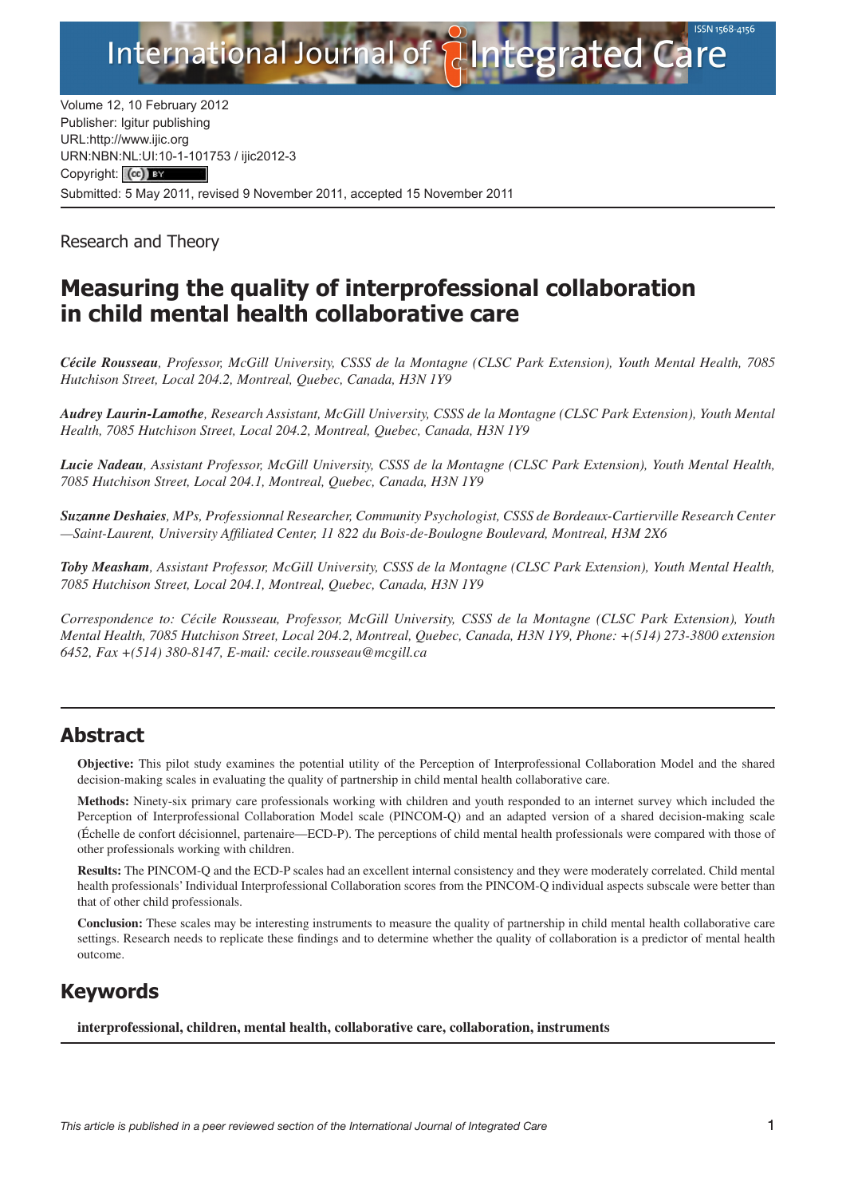Volume 12, 10 February 2012
Publisher: Igitur publishing
URL:http://www.ijic.org
URN:NBN:NL:UI:10-1-101753 / ijic2012-3
Copyright: (cc) BY
Submitted: 5 May 2011, revised 9 November 2011, accepted 15 November 2011

Research and Theory

# Measuring the quality of interprofessional collaboration in child mental health collaborative care

***Cécile Rousseau****, Professor, McGill University, CSSS de la Montagne (CLSC Park Extension), Youth Mental Health, 7085 Hutchison Street, Local 204.2, Montreal, Quebec, Canada, H3N 1Y9*

***Audrey Laurin-Lamothe****, Research Assistant, McGill University, CSSS de la Montagne (CLSC Park Extension), Youth Mental Health, 7085 Hutchison Street, Local 204.2, Montreal, Quebec, Canada, H3N 1Y9*

***Lucie Nadeau****, Assistant Professor, McGill University, CSSS de la Montagne (CLSC Park Extension), Youth Mental Health, 7085 Hutchison Street, Local 204.1, Montreal, Quebec, Canada, H3N 1Y9*

***Suzanne Deshaies****, MPs, Professionnal Researcher, Community Psychologist, CSSS de Bordeaux-Cartierville Research Center —Saint-Laurent, University Affiliated Center, 11 822 du Bois-de-Boulogne Boulevard, Montreal, H3M 2X6*

***Toby Measham****, Assistant Professor, McGill University, CSSS de la Montagne (CLSC Park Extension), Youth Mental Health, 7085 Hutchison Street, Local 204.1, Montreal, Quebec, Canada, H3N 1Y9*

*Correspondence to: Cécile Rousseau, Professor, McGill University, CSSS de la Montagne (CLSC Park Extension), Youth Mental Health, 7085 Hutchison Street, Local 204.2, Montreal, Quebec, Canada, H3N 1Y9, Phone: +(514) 273-3800 extension 6452, Fax +(514) 380-8147, E-mail: cecile.rousseau@mcgill.ca*

## Abstract

**Objective:** This pilot study examines the potential utility of the Perception of Interprofessional Collaboration Model and the shared decision-making scales in evaluating the quality of partnership in child mental health collaborative care.

**Methods:** Ninety-six primary care professionals working with children and youth responded to an internet survey which included the Perception of Interprofessional Collaboration Model scale (PINCOM-Q) and an adapted version of a shared decision-making scale (Échelle de confort décisionnel, partenaire—ECD-P). The perceptions of child mental health professionals were compared with those of other professionals working with children.

**Results:** The PINCOM-Q and the ECD-P scales had an excellent internal consistency and they were moderately correlated. Child mental health professionals' Individual Interprofessional Collaboration scores from the PINCOM-Q individual aspects subscale were better than that of other child professionals.

**Conclusion:** These scales may be interesting instruments to measure the quality of partnership in child mental health collaborative care settings. Research needs to replicate these findings and to determine whether the quality of collaboration is a predictor of mental health outcome.

## Keywords

**interprofessional, children, mental health, collaborative care, collaboration, instruments**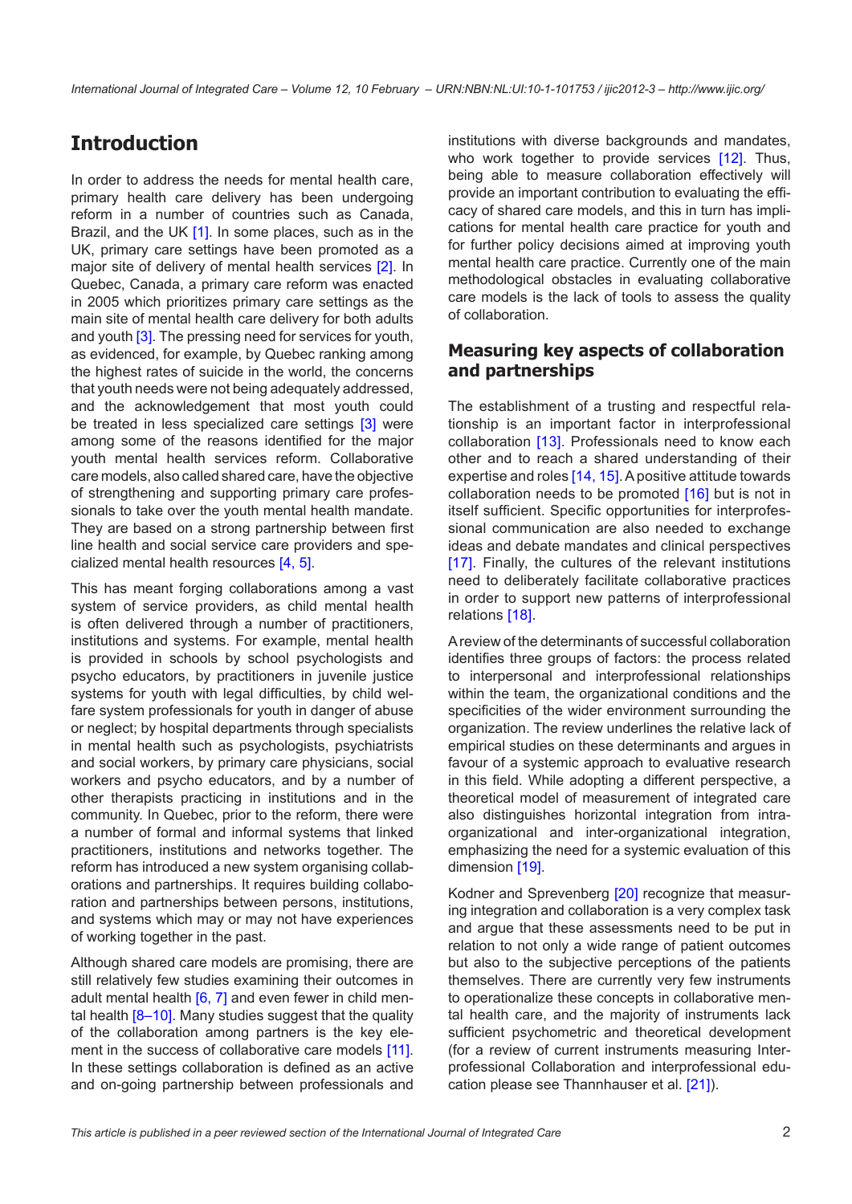## Introduction

In order to address the needs for mental health care, primary health care delivery has been undergoing reform in a number of countries such as Canada, Brazil, and the UK [1]. In some places, such as in the UK, primary care settings have been promoted as a major site of delivery of mental health services [2]. In Quebec, Canada, a primary care reform was enacted in 2005 which prioritizes primary care settings as the main site of mental health care delivery for both adults and youth [3]. The pressing need for services for youth, as evidenced, for example, by Quebec ranking among the highest rates of suicide in the world, the concerns that youth needs were not being adequately addressed, and the acknowledgement that most youth could be treated in less specialized care settings [3] were among some of the reasons identified for the major youth mental health services reform. Collaborative care models, also called shared care, have the objective of strengthening and supporting primary care professionals to take over the youth mental health mandate. They are based on a strong partnership between first line health and social service care providers and specialized mental health resources [4, 5].

This has meant forging collaborations among a vast system of service providers, as child mental health is often delivered through a number of practitioners, institutions and systems. For example, mental health is provided in schools by school psychologists and psycho educators, by practitioners in juvenile justice systems for youth with legal difficulties, by child welfare system professionals for youth in danger of abuse or neglect; by hospital departments through specialists in mental health such as psychologists, psychiatrists and social workers, by primary care physicians, social workers and psycho educators, and by a number of other therapists practicing in institutions and in the community. In Quebec, prior to the reform, there were a number of formal and informal systems that linked practitioners, institutions and networks together. The reform has introduced a new system organising collaborations and partnerships. It requires building collaboration and partnerships between persons, institutions, and systems which may or may not have experiences of working together in the past.

Although shared care models are promising, there are still relatively few studies examining their outcomes in adult mental health [6, 7] and even fewer in child mental health [8–10]. Many studies suggest that the quality of the collaboration among partners is the key element in the success of collaborative care models [11]. In these settings collaboration is defined as an active and on-going partnership between professionals and institutions with diverse backgrounds and mandates, who work together to provide services [12]. Thus, being able to measure collaboration effectively will provide an important contribution to evaluating the efficacy of shared care models, and this in turn has implications for mental health care practice for youth and for further policy decisions aimed at improving youth mental health care practice. Currently one of the main methodological obstacles in evaluating collaborative care models is the lack of tools to assess the quality of collaboration.

### Measuring key aspects of collaboration and partnerships

The establishment of a trusting and respectful relationship is an important factor in interprofessional collaboration [13]. Professionals need to know each other and to reach a shared understanding of their expertise and roles [14, 15]. A positive attitude towards collaboration needs to be promoted [16] but is not in itself sufficient. Specific opportunities for interprofessional communication are also needed to exchange ideas and debate mandates and clinical perspectives [17]. Finally, the cultures of the relevant institutions need to deliberately facilitate collaborative practices in order to support new patterns of interprofessional relations [18].

A review of the determinants of successful collaboration identifies three groups of factors: the process related to interpersonal and interprofessional relationships within the team, the organizational conditions and the specificities of the wider environment surrounding the organization. The review underlines the relative lack of empirical studies on these determinants and argues in favour of a systemic approach to evaluative research in this field. While adopting a different perspective, a theoretical model of measurement of integrated care also distinguishes horizontal integration from intra-organizational and inter-organizational integration, emphasizing the need for a systemic evaluation of this dimension [19].

Kodner and Sprevenberg [20] recognize that measuring integration and collaboration is a very complex task and argue that these assessments need to be put in relation to not only a wide range of patient outcomes but also to the subjective perceptions of the patients themselves. There are currently very few instruments to operationalize these concepts in collaborative mental health care, and the majority of instruments lack sufficient psychometric and theoretical development (for a review of current instruments measuring Interprofessional Collaboration and interprofessional education please see Thannhauser et al. [21]).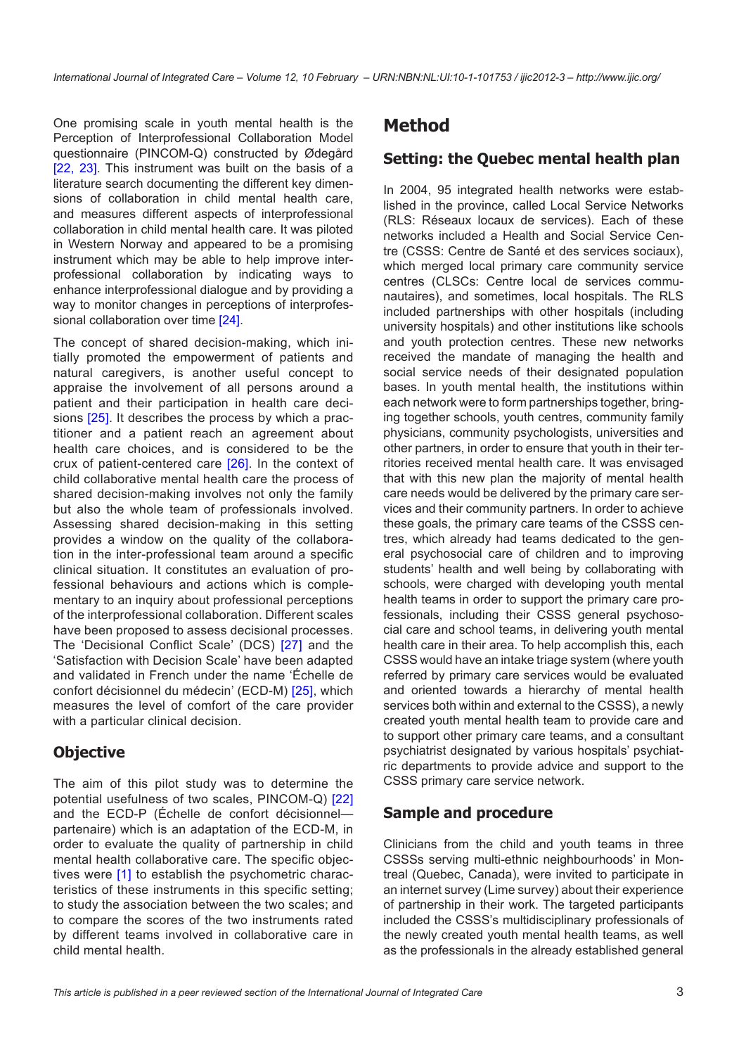One promising scale in youth mental health is the Perception of Interprofessional Collaboration Model questionnaire (PINCOM-Q) constructed by Ødegård [22, 23]. This instrument was built on the basis of a literature search documenting the different key dimensions of collaboration in child mental health care, and measures different aspects of interprofessional collaboration in child mental health care. It was piloted in Western Norway and appeared to be a promising instrument which may be able to help improve interprofessional collaboration by indicating ways to enhance interprofessional dialogue and by providing a way to monitor changes in perceptions of interprofessional collaboration over time [24].

The concept of shared decision-making, which initially promoted the empowerment of patients and natural caregivers, is another useful concept to appraise the involvement of all persons around a patient and their participation in health care decisions [25]. It describes the process by which a practitioner and a patient reach an agreement about health care choices, and is considered to be the crux of patient-centered care [26]. In the context of child collaborative mental health care the process of shared decision-making involves not only the family but also the whole team of professionals involved. Assessing shared decision-making in this setting provides a window on the quality of the collaboration in the inter-professional team around a specific clinical situation. It constitutes an evaluation of professional behaviours and actions which is complementary to an inquiry about professional perceptions of the interprofessional collaboration. Different scales have been proposed to assess decisional processes. The 'Decisional Conflict Scale' (DCS) [27] and the 'Satisfaction with Decision Scale' have been adapted and validated in French under the name 'Échelle de confort décisionnel du médecin' (ECD-M) [25], which measures the level of comfort of the care provider with a particular clinical decision.

## Objective

The aim of this pilot study was to determine the potential usefulness of two scales, PINCOM-Q) [22] and the ECD-P (Échelle de confort décisionnel—partenaire) which is an adaptation of the ECD-M, in order to evaluate the quality of partnership in child mental health collaborative care. The specific objectives were [1] to establish the psychometric characteristics of these instruments in this specific setting; to study the association between the two scales; and to compare the scores of the two instruments rated by different teams involved in collaborative care in child mental health.

# Method

## Setting: the Quebec mental health plan

In 2004, 95 integrated health networks were established in the province, called Local Service Networks (RLS: Réseaux locaux de services). Each of these networks included a Health and Social Service Centre (CSSS: Centre de Santé et des services sociaux), which merged local primary care community service centres (CLSCs: Centre local de services communautaires), and sometimes, local hospitals. The RLS included partnerships with other hospitals (including university hospitals) and other institutions like schools and youth protection centres. These new networks received the mandate of managing the health and social service needs of their designated population bases. In youth mental health, the institutions within each network were to form partnerships together, bringing together schools, youth centres, community family physicians, community psychologists, universities and other partners, in order to ensure that youth in their territories received mental health care. It was envisaged that with this new plan the majority of mental health care needs would be delivered by the primary care services and their community partners. In order to achieve these goals, the primary care teams of the CSSS centres, which already had teams dedicated to the general psychosocial care of children and to improving students' health and well being by collaborating with schools, were charged with developing youth mental health teams in order to support the primary care professionals, including their CSSS general psychosocial care and school teams, in delivering youth mental health care in their area. To help accomplish this, each CSSS would have an intake triage system (where youth referred by primary care services would be evaluated and oriented towards a hierarchy of mental health services both within and external to the CSSS), a newly created youth mental health team to provide care and to support other primary care teams, and a consultant psychiatrist designated by various hospitals' psychiatric departments to provide advice and support to the CSSS primary care service network.

## Sample and procedure

Clinicians from the child and youth teams in three CSSSs serving multi-ethnic neighbourhoods' in Montreal (Quebec, Canada), were invited to participate in an internet survey (Lime survey) about their experience of partnership in their work. The targeted participants included the CSSS's multidisciplinary professionals of the newly created youth mental health teams, as well as the professionals in the already established general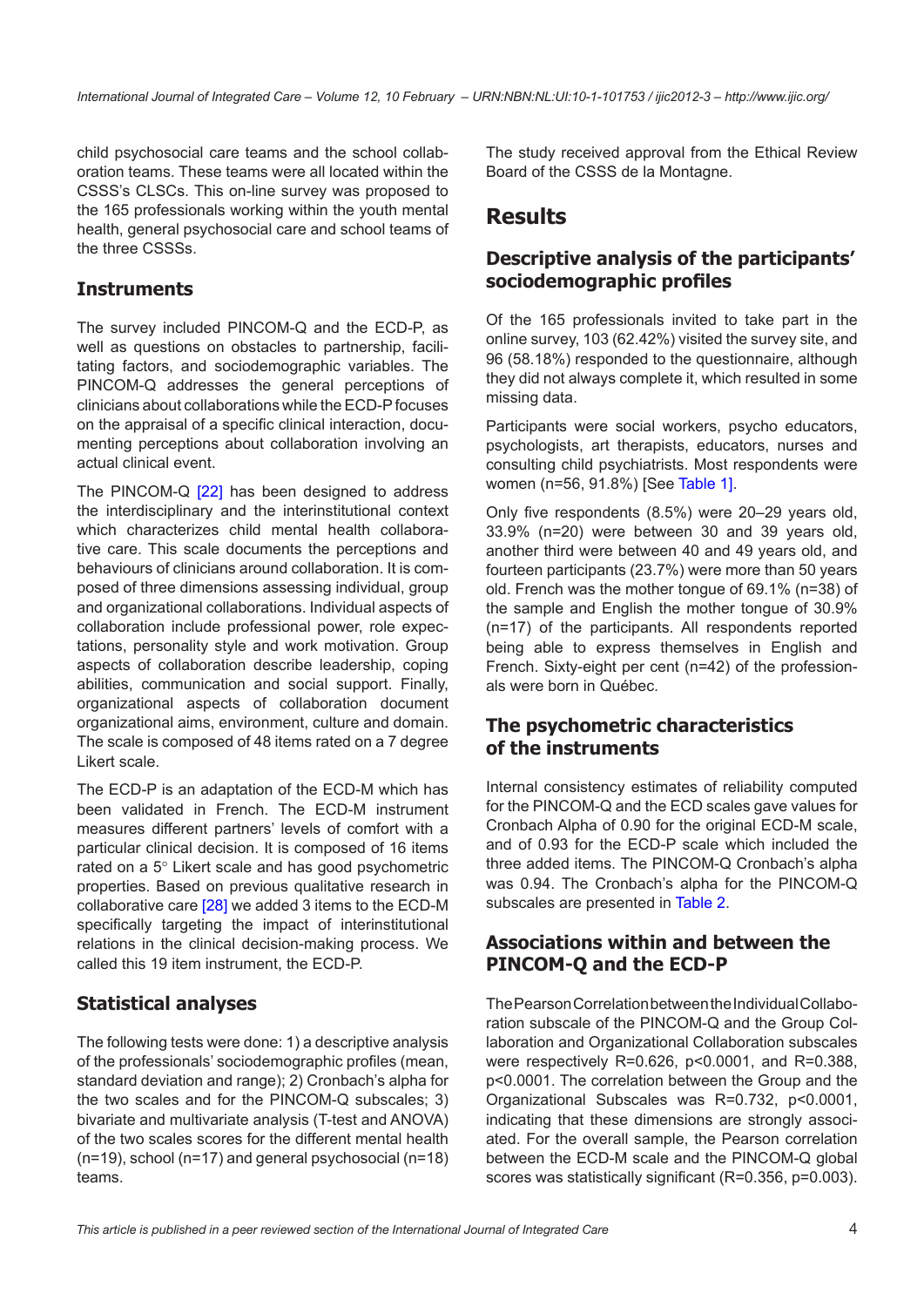child psychosocial care teams and the school collaboration teams. These teams were all located within the CSSS's CLSCs. This on-line survey was proposed to the 165 professionals working within the youth mental health, general psychosocial care and school teams of the three CSSSs.

## Instruments

The survey included PINCOM-Q and the ECD-P, as well as questions on obstacles to partnership, facilitating factors, and sociodemographic variables. The PINCOM-Q addresses the general perceptions of clinicians about collaborations while the ECD-P focuses on the appraisal of a specific clinical interaction, documenting perceptions about collaboration involving an actual clinical event.

The PINCOM-Q [22] has been designed to address the interdisciplinary and the interinstitutional context which characterizes child mental health collaborative care. This scale documents the perceptions and behaviours of clinicians around collaboration. It is composed of three dimensions assessing individual, group and organizational collaborations. Individual aspects of collaboration include professional power, role expectations, personality style and work motivation. Group aspects of collaboration describe leadership, coping abilities, communication and social support. Finally, organizational aspects of collaboration document organizational aims, environment, culture and domain. The scale is composed of 48 items rated on a 7 degree Likert scale.

The ECD-P is an adaptation of the ECD-M which has been validated in French. The ECD-M instrument measures different partners' levels of comfort with a particular clinical decision. It is composed of 16 items rated on a 5° Likert scale and has good psychometric properties. Based on previous qualitative research in collaborative care [28] we added 3 items to the ECD-M specifically targeting the impact of interinstitutional relations in the clinical decision-making process. We called this 19 item instrument, the ECD-P.

## Statistical analyses

The following tests were done: 1) a descriptive analysis of the professionals' sociodemographic profiles (mean, standard deviation and range); 2) Cronbach's alpha for the two scales and for the PINCOM-Q subscales; 3) bivariate and multivariate analysis (T-test and ANOVA) of the two scales scores for the different mental health (n=19), school (n=17) and general psychosocial (n=18) teams.

The study received approval from the Ethical Review Board of the CSSS de la Montagne.

# Results

## Descriptive analysis of the participants' sociodemographic profiles

Of the 165 professionals invited to take part in the online survey, 103 (62.42%) visited the survey site, and 96 (58.18%) responded to the questionnaire, although they did not always complete it, which resulted in some missing data.

Participants were social workers, psycho educators, psychologists, art therapists, educators, nurses and consulting child psychiatrists. Most respondents were women (n=56, 91.8%) [See Table 1].

Only five respondents (8.5%) were 20–29 years old, 33.9% (n=20) were between 30 and 39 years old, another third were between 40 and 49 years old, and fourteen participants (23.7%) were more than 50 years old. French was the mother tongue of 69.1% (n=38) of the sample and English the mother tongue of 30.9% (n=17) of the participants. All respondents reported being able to express themselves in English and French. Sixty-eight per cent (n=42) of the professionals were born in Québec.

## The psychometric characteristics of the instruments

Internal consistency estimates of reliability computed for the PINCOM-Q and the ECD scales gave values for Cronbach Alpha of 0.90 for the original ECD-M scale, and of 0.93 for the ECD-P scale which included the three added items. The PINCOM-Q Cronbach's alpha was 0.94. The Cronbach's alpha for the PINCOM-Q subscales are presented in Table 2.

## Associations within and between the PINCOM-Q and the ECD-P

The Pearson Correlation between the Individual Collaboration subscale of the PINCOM-Q and the Group Collaboration and Organizational Collaboration subscales were respectively $R=0.626$, $p<0.0001$, and $R=0.388$, $p<0.0001$. The correlation between the Group and the Organizational Subscales was $R=0.732$, $p<0.0001$, indicating that these dimensions are strongly associated. For the overall sample, the Pearson correlation between the ECD-M scale and the PINCOM-Q global scores was statistically significant ($R=0.356$, $p=0.003$).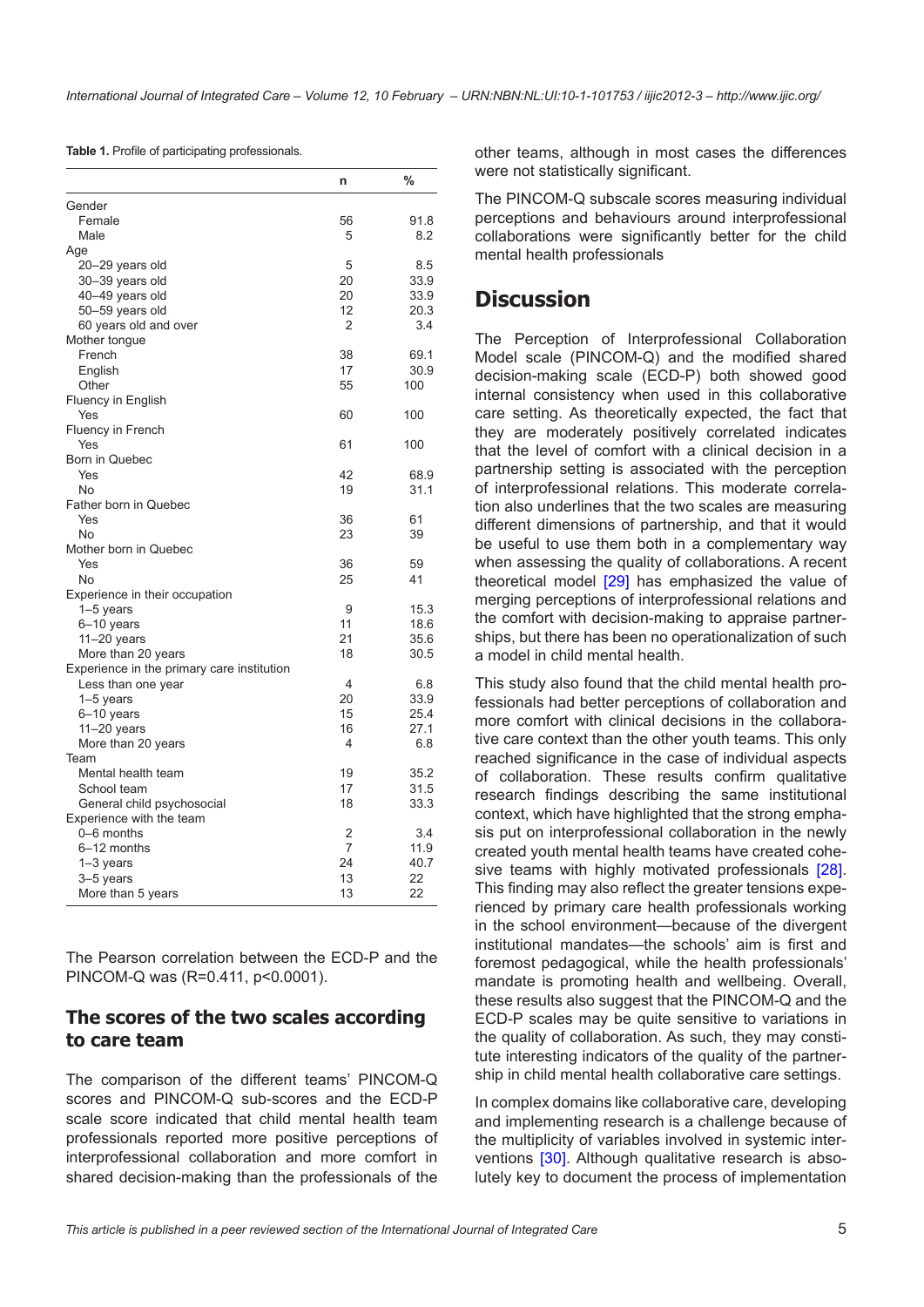**Table 1.** Profile of participating professionals.

| | n | % |
|---|---|---|
| Gender | | |
| Female | 56 | 91.8 |
| Male | 5 | 8.2 |
| Age | | |
| 20–29 years old | 5 | 8.5 |
| 30–39 years old | 20 | 33.9 |
| 40–49 years old | 20 | 33.9 |
| 50–59 years old | 12 | 20.3 |
| 60 years old and over | 2 | 3.4 |
| Mother tongue | | |
| French | 38 | 69.1 |
| English | 17 | 30.9 |
| Other | 55 | 100 |
| Fluency in English | | |
| Yes | 60 | 100 |
| Fluency in French | | |
| Yes | 61 | 100 |
| Born in Quebec | | |
| Yes | 42 | 68.9 |
| No | 19 | 31.1 |
| Father born in Quebec | | |
| Yes | 36 | 61 |
| No | 23 | 39 |
| Mother born in Quebec | | |
| Yes | 36 | 59 |
| No | 25 | 41 |
| Experience in their occupation | | |
| 1–5 years | 9 | 15.3 |
| 6–10 years | 11 | 18.6 |
| 11–20 years | 21 | 35.6 |
| More than 20 years | 18 | 30.5 |
| Experience in the primary care institution | | |
| Less than one year | 4 | 6.8 |
| 1–5 years | 20 | 33.9 |
| 6–10 years | 15 | 25.4 |
| 11–20 years | 16 | 27.1 |
| More than 20 years | 4 | 6.8 |
| Team | | |
| Mental health team | 19 | 35.2 |
| School team | 17 | 31.5 |
| General child psychosocial | 18 | 33.3 |
| Experience with the team | | |
| 0–6 months | 2 | 3.4 |
| 6–12 months | 7 | 11.9 |
| 1–3 years | 24 | 40.7 |
| 3–5 years | 13 | 22 |
| More than 5 years | 13 | 22 |

The Pearson correlation between the ECD-P and the PINCOM-Q was ($R=0.411$, $p<0.0001$).

### The scores of the two scales according to care team

The comparison of the different teams' PINCOM-Q scores and PINCOM-Q sub-scores and the ECD-P scale score indicated that child mental health team professionals reported more positive perceptions of interprofessional collaboration and more comfort in shared decision-making than the professionals of the other teams, although in most cases the differences were not statistically significant.

The PINCOM-Q subscale scores measuring individual perceptions and behaviours around interprofessional collaborations were significantly better for the child mental health professionals

## Discussion

The Perception of Interprofessional Collaboration Model scale (PINCOM-Q) and the modified shared decision-making scale (ECD-P) both showed good internal consistency when used in this collaborative care setting. As theoretically expected, the fact that they are moderately positively correlated indicates that the level of comfort with a clinical decision in a partnership setting is associated with the perception of interprofessional relations. This moderate correlation also underlines that the two scales are measuring different dimensions of partnership, and that it would be useful to use them both in a complementary way when assessing the quality of collaborations. A recent theoretical model [29] has emphasized the value of merging perceptions of interprofessional relations and the comfort with decision-making to appraise partnerships, but there has been no operationalization of such a model in child mental health.

This study also found that the child mental health professionals had better perceptions of collaboration and more comfort with clinical decisions in the collaborative care context than the other youth teams. This only reached significance in the case of individual aspects of collaboration. These results confirm qualitative research findings describing the same institutional context, which have highlighted that the strong emphasis put on interprofessional collaboration in the newly created youth mental health teams have created cohesive teams with highly motivated professionals [28]. This finding may also reflect the greater tensions experienced by primary care health professionals working in the school environment—because of the divergent institutional mandates—the schools' aim is first and foremost pedagogical, while the health professionals' mandate is promoting health and wellbeing. Overall, these results also suggest that the PINCOM-Q and the ECD-P scales may be quite sensitive to variations in the quality of collaboration. As such, they may constitute interesting indicators of the quality of the partnership in child mental health collaborative care settings.

In complex domains like collaborative care, developing and implementing research is a challenge because of the multiplicity of variables involved in systemic interventions [30]. Although qualitative research is absolutely key to document the process of implementation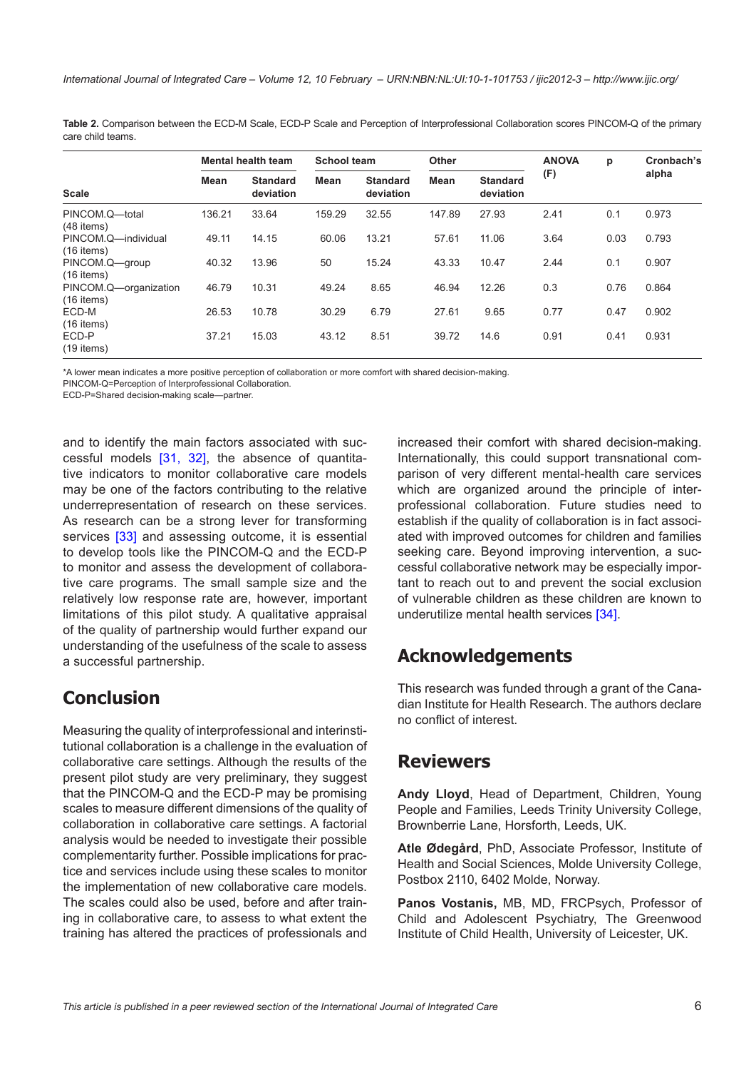**Table 2.** Comparison between the ECD-M Scale, ECD-P Scale and Perception of Interprofessional Collaboration scores PINCOM-Q of the primary care child teams.

| Scale | Mental health team | | School team | | Other | | ANOVA (F) | p | Cronbach's alpha |
|---|---|---|---|---|---|---|---|---|---|
| | Mean | Standard deviation | Mean | Standard deviation | Mean | Standard deviation | | | |
| PINCOM.Q—total (48 items) | 136.21 | 33.64 | 159.29 | 32.55 | 147.89 | 27.93 | 2.41 | 0.1 | 0.973 |
| PINCOM.Q—individual (16 items) | 49.11 | 14.15 | 60.06 | 13.21 | 57.61 | 11.06 | 3.64 | 0.03 | 0.793 |
| PINCOM.Q—group (16 items) | 40.32 | 13.96 | 50 | 15.24 | 43.33 | 10.47 | 2.44 | 0.1 | 0.907 |
| PINCOM.Q—organization (16 items) | 46.79 | 10.31 | 49.24 | 8.65 | 46.94 | 12.26 | 0.3 | 0.76 | 0.864 |
| ECD-M (16 items) | 26.53 | 10.78 | 30.29 | 6.79 | 27.61 | 9.65 | 0.77 | 0.47 | 0.902 |
| ECD-P (19 items) | 37.21 | 15.03 | 43.12 | 8.51 | 39.72 | 14.6 | 0.91 | 0.41 | 0.931 |

*A lower mean indicates a more positive perception of collaboration or more comfort with shared decision-making.
PINCOM-Q=Perception of Interprofessional Collaboration.
ECD-P=Shared decision-making scale—partner.

and to identify the main factors associated with successful models [31, 32], the absence of quantitative indicators to monitor collaborative care models may be one of the factors contributing to the relative underrepresentation of research on these services. As research can be a strong lever for transforming services [33] and assessing outcome, it is essential to develop tools like the PINCOM-Q and the ECD-P to monitor and assess the development of collaborative care programs. The small sample size and the relatively low response rate are, however, important limitations of this pilot study. A qualitative appraisal of the quality of partnership would further expand our understanding of the usefulness of the scale to assess a successful partnership.

## Conclusion

Measuring the quality of interprofessional and interinstitutional collaboration is a challenge in the evaluation of collaborative care settings. Although the results of the present pilot study are very preliminary, they suggest that the PINCOM-Q and the ECD-P may be promising scales to measure different dimensions of the quality of collaboration in collaborative care settings. A factorial analysis would be needed to investigate their possible complementarity further. Possible implications for practice and services include using these scales to monitor the implementation of new collaborative care models. The scales could also be used, before and after training in collaborative care, to assess to what extent the training has altered the practices of professionals and increased their comfort with shared decision-making. Internationally, this could support transnational comparison of very different mental-health care services which are organized around the principle of interprofessional collaboration. Future studies need to establish if the quality of collaboration is in fact associated with improved outcomes for children and families seeking care. Beyond improving intervention, a successful collaborative network may be especially important to reach out to and prevent the social exclusion of vulnerable children as these children are known to underutilize mental health services [34].

## Acknowledgements

This research was funded through a grant of the Canadian Institute for Health Research. The authors declare no conflict of interest.

## Reviewers

**Andy Lloyd**, Head of Department, Children, Young People and Families, Leeds Trinity University College, Brownberrie Lane, Horsforth, Leeds, UK.

**Atle Ødegård**, PhD, Associate Professor, Institute of Health and Social Sciences, Molde University College, Postbox 2110, 6402 Molde, Norway.

**Panos Vostanis,** MB, MD, FRCPsych, Professor of Child and Adolescent Psychiatry, The Greenwood Institute of Child Health, University of Leicester, UK.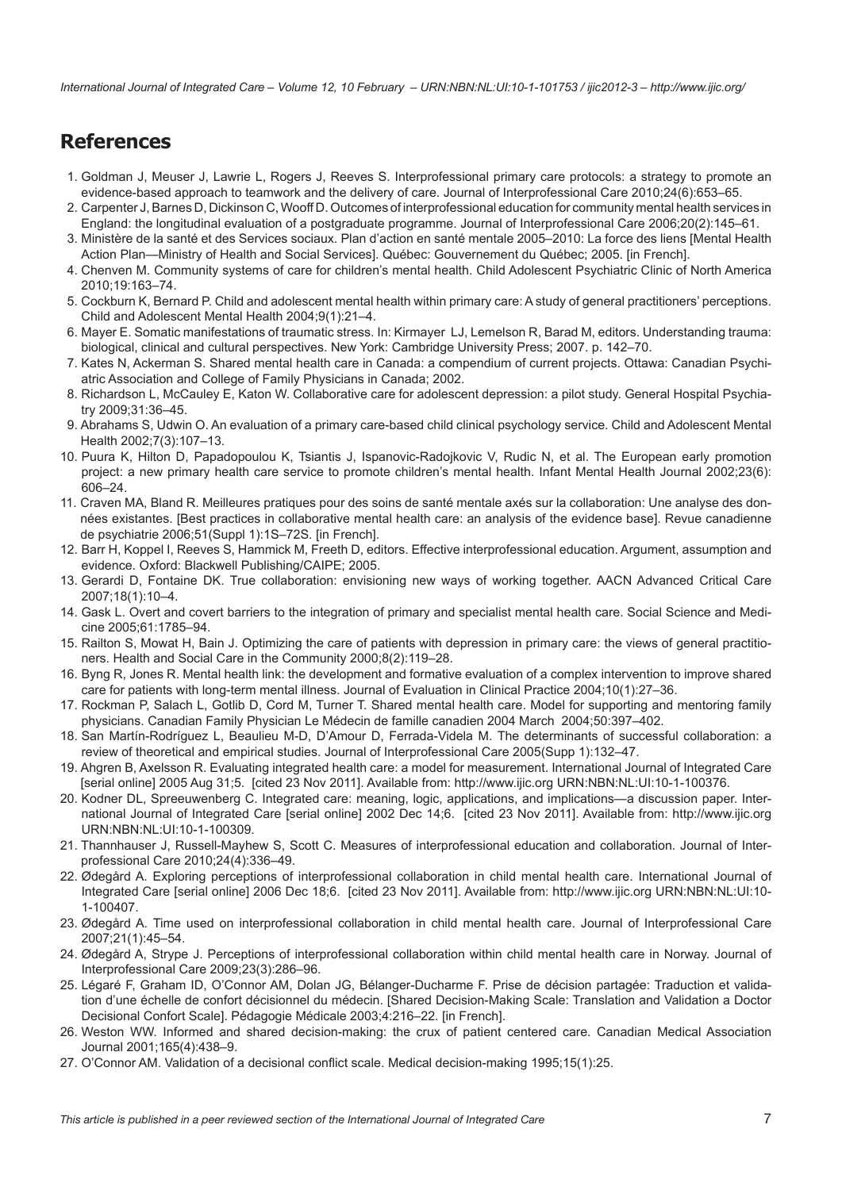## References

1. Goldman J, Meuser J, Lawrie L, Rogers J, Reeves S. Interprofessional primary care protocols: a strategy to promote an evidence-based approach to teamwork and the delivery of care. Journal of Interprofessional Care 2010;24(6):653–65.
2. Carpenter J, Barnes D, Dickinson C, Wooff D. Outcomes of interprofessional education for community mental health services in England: the longitudinal evaluation of a postgraduate programme. Journal of Interprofessional Care 2006;20(2):145–61.
3. Ministère de la santé et des Services sociaux. Plan d'action en santé mentale 2005–2010: La force des liens [Mental Health Action Plan—Ministry of Health and Social Services]. Québec: Gouvernement du Québec; 2005. [in French].
4. Chenven M. Community systems of care for children's mental health. Child Adolescent Psychiatric Clinic of North America 2010;19:163–74.
5. Cockburn K, Bernard P. Child and adolescent mental health within primary care: A study of general practitioners' perceptions. Child and Adolescent Mental Health 2004;9(1):21–4.
6. Mayer E. Somatic manifestations of traumatic stress. In: Kirmayer LJ, Lemelson R, Barad M, editors. Understanding trauma: biological, clinical and cultural perspectives. New York: Cambridge University Press; 2007. p. 142–70.
7. Kates N, Ackerman S. Shared mental health care in Canada: a compendium of current projects. Ottawa: Canadian Psychiatric Association and College of Family Physicians in Canada; 2002.
8. Richardson L, McCauley E, Katon W. Collaborative care for adolescent depression: a pilot study. General Hospital Psychiatry 2009;31:36–45.
9. Abrahams S, Udwin O. An evaluation of a primary care-based child clinical psychology service. Child and Adolescent Mental Health 2002;7(3):107–13.
10. Puura K, Hilton D, Papadopoulou K, Tsiantis J, Ispanovic-Radojkovic V, Rudic N, et al. The European early promotion project: a new primary health care service to promote children's mental health. Infant Mental Health Journal 2002;23(6): 606–24.
11. Craven MA, Bland R. Meilleures pratiques pour des soins de santé mentale axés sur la collaboration: Une analyse des données existantes. [Best practices in collaborative mental health care: an analysis of the evidence base]. Revue canadienne de psychiatrie 2006;51(Suppl 1):1S–72S. [in French].
12. Barr H, Koppel I, Reeves S, Hammick M, Freeth D, editors. Effective interprofessional education. Argument, assumption and evidence. Oxford: Blackwell Publishing/CAIPE; 2005.
13. Gerardi D, Fontaine DK. True collaboration: envisioning new ways of working together. AACN Advanced Critical Care 2007;18(1):10–4.
14. Gask L. Overt and covert barriers to the integration of primary and specialist mental health care. Social Science and Medicine 2005;61:1785–94.
15. Railton S, Mowat H, Bain J. Optimizing the care of patients with depression in primary care: the views of general practitioners. Health and Social Care in the Community 2000;8(2):119–28.
16. Byng R, Jones R. Mental health link: the development and formative evaluation of a complex intervention to improve shared care for patients with long-term mental illness. Journal of Evaluation in Clinical Practice 2004;10(1):27–36.
17. Rockman P, Salach L, Gotlib D, Cord M, Turner T. Shared mental health care. Model for supporting and mentoring family physicians. Canadian Family Physician Le Médecin de famille canadien 2004 March 2004;50:397–402.
18. San Martín-Rodríguez L, Beaulieu M-D, D'Amour D, Ferrada-Videla M. The determinants of successful collaboration: a review of theoretical and empirical studies. Journal of Interprofessional Care 2005(Supp 1):132–47.
19. Ahgren B, Axelsson R. Evaluating integrated health care: a model for measurement. International Journal of Integrated Care [serial online] 2005 Aug 31;5. [cited 23 Nov 2011]. Available from: http://www.ijic.org URN:NBN:NL:UI:10-1-100376.
20. Kodner DL, Spreeuwenberg C. Integrated care: meaning, logic, applications, and implications—a discussion paper. International Journal of Integrated Care [serial online] 2002 Dec 14;6. [cited 23 Nov 2011]. Available from: http://www.ijic.org URN:NBN:NL:UI:10-1-100309.
21. Thannhauser J, Russell-Mayhew S, Scott C. Measures of interprofessional education and collaboration. Journal of Interprofessional Care 2010;24(4):336–49.
22. Ødegård A. Exploring perceptions of interprofessional collaboration in child mental health care. International Journal of Integrated Care [serial online] 2006 Dec 18;6. [cited 23 Nov 2011]. Available from: http://www.ijic.org URN:NBN:NL:UI:10-1-100407.
23. Ødegård A. Time used on interprofessional collaboration in child mental health care. Journal of Interprofessional Care 2007;21(1):45–54.
24. Ødegård A, Strype J. Perceptions of interprofessional collaboration within child mental health care in Norway. Journal of Interprofessional Care 2009;23(3):286–96.
25. Légaré F, Graham ID, O'Connor AM, Dolan JG, Bélanger-Ducharme F. Prise de décision partagée: Traduction et validation d'une échelle de confort décisionnel du médecin. [Shared Decision-Making Scale: Translation and Validation a Doctor Decisional Confort Scale]. Pédagogie Médicale 2003;4:216–22. [in French].
26. Weston WW. Informed and shared decision-making: the crux of patient centered care. Canadian Medical Association Journal 2001;165(4):438–9.
27. O'Connor AM. Validation of a decisional conflict scale. Medical decision-making 1995;15(1):25.

*This article is published in a peer reviewed section of the International Journal of Integrated Care*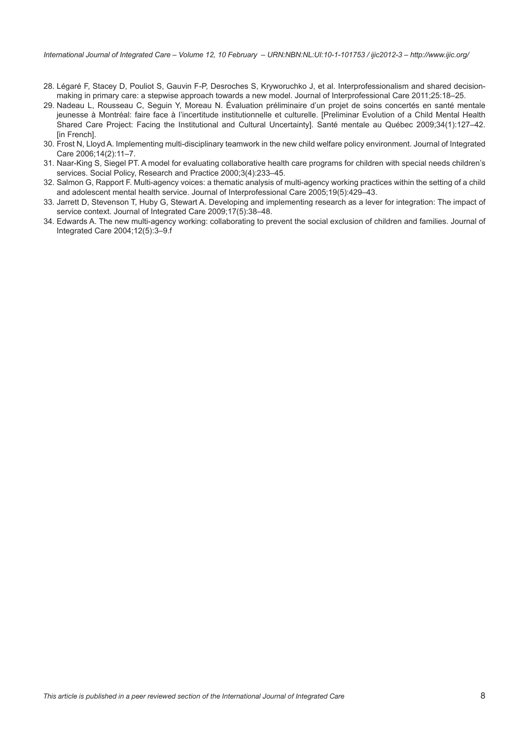28. Légaré F, Stacey D, Pouliot S, Gauvin F-P, Desroches S, Kryworuchko J, et al. Interprofessionalism and shared decision-making in primary care: a stepwise approach towards a new model. Journal of Interprofessional Care 2011;25:18–25.
29. Nadeau L, Rousseau C, Seguin Y, Moreau N. Évaluation préliminaire d'un projet de soins concertés en santé mentale jeunesse à Montréal: faire face à l'incertitude institutionnelle et culturelle. [Preliminar Evolution of a Child Mental Health Shared Care Project: Facing the Institutional and Cultural Uncertainty]. Santé mentale au Québec 2009;34(1):127–42. [in French].
30. Frost N, Lloyd A. Implementing multi-disciplinary teamwork in the new child welfare policy environment. Journal of Integrated Care 2006;14(2):11–7.
31. Naar-King S, Siegel PT. A model for evaluating collaborative health care programs for children with special needs children's services. Social Policy, Research and Practice 2000;3(4):233–45.
32. Salmon G, Rapport F. Multi-agency voices: a thematic analysis of multi-agency working practices within the setting of a child and adolescent mental health service. Journal of Interprofessional Care 2005;19(5):429–43.
33. Jarrett D, Stevenson T, Huby G, Stewart A. Developing and implementing research as a lever for integration: The impact of service context. Journal of Integrated Care 2009;17(5):38–48.
34. Edwards A. The new multi-agency working: collaborating to prevent the social exclusion of children and families. Journal of Integrated Care 2004;12(5):3–9.f

*This article is published in a peer reviewed section of the International Journal of Integrated Care*